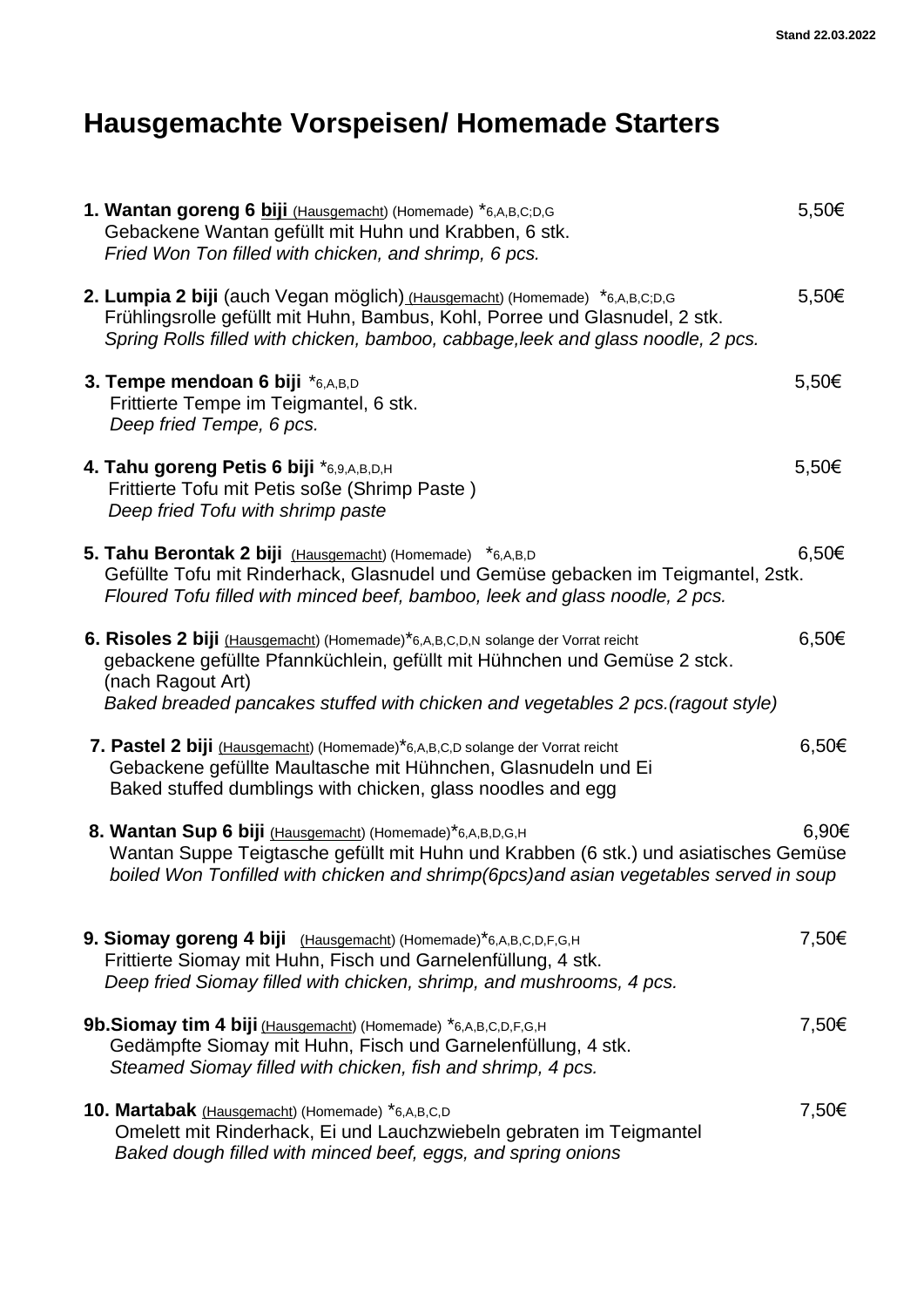Stand 22.03.2022

# Hausgemachte Vorspeisen/ Homemade Starters

**1. Wantan goreng 6 biji** (Hausgemacht) (Homemade) *6,A,B,C;D,G — 5,50€
Gebackene Wantan gefüllt mit Huhn und Krabben, 6 stk.
*Fried Won Ton filled with chicken, and shrimp, 6 pcs.*

**2. Lumpia 2 biji** (auch Vegan möglich) (Hausgemacht) (Homemade) *6,A,B,C;D,G — 5,50€
Frühlingsrolle gefüllt mit Huhn, Bambus, Kohl, Porree und Glasnudel, 2 stk.
*Spring Rolls filled with chicken, bamboo, cabbage,leek and glass noodle, 2 pcs.*

**3. Tempe mendoan 6 biji** *6,A,B,D — 5,50€
Frittierte Tempe im Teigmantel, 6 stk.
*Deep fried Tempe, 6 pcs.*

**4. Tahu goreng Petis 6 biji** *6,9,A,B,D,H — 5,50€
Frittierte Tofu mit Petis soße (Shrimp Paste )
*Deep fried Tofu with shrimp paste*

**5. Tahu Berontak 2 biji** (Hausgemacht) (Homemade) *6,A,B,D — 6,50€
Gefüllte Tofu mit Rinderhack, Glasnudel und Gemüse gebacken im Teigmantel, 2stk.
*Floured Tofu filled with minced beef, bamboo, leek and glass noodle, 2 pcs.*

**6. Risoles 2 biji** (Hausgemacht) (Homemade)*6,A,B,C,D,N solange der Vorrat reicht — 6,50€
gebackene gefüllte Pfannküchlein, gefüllt mit Hühnchen und Gemüse 2 stck.
(nach Ragout Art)
*Baked breaded pancakes stuffed with chicken and vegetables 2 pcs.(ragout style)*

**7. Pastel 2 biji** (Hausgemacht) (Homemade)*6,A,B,C,D solange der Vorrat reicht — 6,50€
Gebackene gefüllte Maultasche mit Hühnchen, Glasnudeln und Ei
Baked stuffed dumblings with chicken, glass noodles and egg

**8. Wantan Sup 6 biji** (Hausgemacht) (Homemade)*6,A,B,D,G,H — 6,90€
Wantan Suppe Teigtasche gefüllt mit Huhn und Krabben (6 stk.) und asiatisches Gemüse
*boiled Won Tonfilled with chicken and shrimp(6pcs)and asian vegetables served in soup*

**9. Siomay goreng 4 biji** (Hausgemacht) (Homemade)*6,A,B,C,D,F,G,H — 7,50€
Frittierte Siomay mit Huhn, Fisch und Garnelenfüllung, 4 stk.
*Deep fried Siomay filled with chicken, shrimp, and mushrooms, 4 pcs.*

**9b.Siomay tim 4 biji** (Hausgemacht) (Homemade) *6,A,B,C,D,F,G,H — 7,50€
Gedämpfte Siomay mit Huhn, Fisch und Garnelenfüllung, 4 stk.
*Steamed Siomay filled with chicken, fish and shrimp, 4 pcs.*

**10. Martabak** (Hausgemacht) (Homemade) *6,A,B,C,D — 7,50€
Omelett mit Rinderhack, Ei und Lauchzwiebeln gebraten im Teigmantel
*Baked dough filled with minced beef, eggs, and spring onions*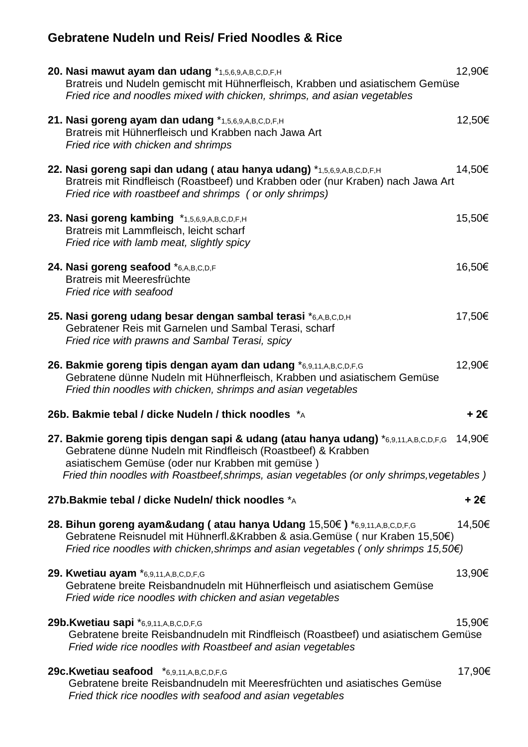## Gebratene Nudeln und Reis/ Fried Noodles & Rice

**20. Nasi mawut ayam dan udang** *1,5,6,9,A,B,C,D,F,H 12,90€
Bratreis und Nudeln gemischt mit Hühnerfleisch, Krabben und asiatischem Gemüse
*Fried rice and noodles mixed with chicken, shrimps, and asian vegetables*

**21. Nasi goreng ayam dan udang** *1,5,6,9,A,B,C,D,F,H 12,50€
Bratreis mit Hühnerfleisch und Krabben nach Jawa Art
*Fried rice with chicken and shrimps*

**22. Nasi goreng sapi dan udang ( atau hanya udang)** *1,5,6,9,A,B,C,D,F,H 14,50€
Bratreis mit Rindfleisch (Roastbeef) und Krabben oder (nur Kraben) nach Jawa Art
*Fried rice with roastbeef and shrimps ( or only shrimps)*

**23. Nasi goreng kambing** *1,5,6,9,A,B,C,D,F,H 15,50€
Bratreis mit Lammfleisch, leicht scharf
*Fried rice with lamb meat, slightly spicy*

**24. Nasi goreng seafood** *6,A,B,C,D,F 16,50€
Bratreis mit Meeresfrüchte
*Fried rice with seafood*

**25. Nasi goreng udang besar dengan sambal terasi** *6,A,B,C,D,H 17,50€
Gebratener Reis mit Garnelen und Sambal Terasi, scharf
*Fried rice with prawns and Sambal Terasi, spicy*

**26. Bakmie goreng tipis dengan ayam dan udang** *6,9,11,A,B,C,D,F,G 12,90€
Gebratene dünne Nudeln mit Hühnerfleisch, Krabben und asiatischem Gemüse
*Fried thin noodles with chicken, shrimps and asian vegetables*

**26b. Bakmie tebal / dicke Nudeln / thick noodles** *A **+ 2€**

**27. Bakmie goreng tipis dengan sapi & udang (atau hanya udang)** *6,9,11,A,B,C,D,F,G 14,90€
Gebratene dünne Nudeln mit Rindfleisch (Roastbeef) & Krabben
asiatischem Gemüse (oder nur Krabben mit gemüse )
*Fried thin noodles with Roastbeef,shrimps, asian vegetables (or only shrimps,vegetables )*

**27b.Bakmie tebal / dicke Nudeln/ thick noodles** *A **+ 2€**

**28. Bihun goreng ayam&udang ( atau hanya Udang** 15,50€ **)** *6,9,11,A,B,C,D,F,G 14,50€
Gebratene Reisnudel mit Hühnerfl.&Krabben & asia.Gemüse ( nur Kraben 15,50€)
*Fried rice noodles with chicken,shrimps and asian vegetables ( only shrimps 15,50€)*

**29. Kwetiau ayam** *6,9,11,A,B,C,D,F,G 13,90€
Gebratene breite Reisbandnudeln mit Hühnerfleisch und asiatischem Gemüse
*Fried wide rice noodles with chicken and asian vegetables*

**29b.Kwetiau sapi** *6,9,11,A,B,C,D,F,G 15,90€
Gebratene breite Reisbandnudeln mit Rindfleisch (Roastbeef) und asiatischem Gemüse
*Fried wide rice noodles with Roastbeef and asian vegetables*

**29c.Kwetiau seafood** *6,9,11,A,B,C,D,F,G 17,90€
Gebratene breite Reisbandnudeln mit Meeresfrüchten und asiatisches Gemüse
*Fried thick rice noodles with seafood and asian vegetables*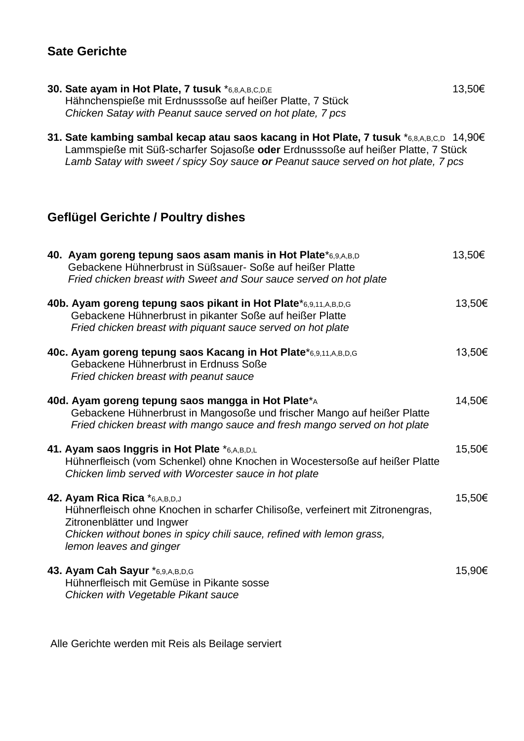## Sate Gerichte

**30. Sate ayam in Hot Plate, 7 tusuk** *6,8,A,B,C,D,E 13,50€
Hähnchenspieße mit Erdnusssoße auf heißer Platte, 7 Stück
*Chicken Satay with Peanut sauce served on hot plate, 7 pcs*

**31. Sate kambing sambal kecap atau saos kacang in Hot Plate, 7 tusuk** *6,8,A,B,C,D 14,90€
Lammspieße mit Süß-scharfer Sojasoße **oder** Erdnusssoße auf heißer Platte, 7 Stück
*Lamb Satay with sweet / spicy Soy sauce **or** Peanut sauce served on hot plate, 7 pcs*

## Geflügel Gerichte / Poultry dishes

**40. Ayam goreng tepung saos asam manis in Hot Plate***6,9,A,B,D 13,50€
Gebackene Hühnerbrust in Süßsauer- Soße auf heißer Platte
*Fried chicken breast with Sweet and Sour sauce served on hot plate*

**40b. Ayam goreng tepung saos pikant in Hot Plate***6,9,11,A,B,D,G 13,50€
Gebackene Hühnerbrust in pikanter Soße auf heißer Platte
*Fried chicken breast with piquant sauce served on hot plate*

**40c. Ayam goreng tepung saos Kacang in Hot Plate***6,9,11,A,B,D,G 13,50€
Gebackene Hühnerbrust in Erdnuss Soße
*Fried chicken breast with peanut sauce*

**40d. Ayam goreng tepung saos mangga in Hot Plate***A 14,50€
Gebackene Hühnerbrust in Mangosoße und frischer Mango auf heißer Platte
*Fried chicken breast with mango sauce and fresh mango served on hot plate*

**41. Ayam saos Inggris in Hot Plate** *6,A,B,D,L 15,50€
Hühnerfleisch (vom Schenkel) ohne Knochen in Wocestersoße auf heißer Platte
*Chicken limb served with Worcester sauce in hot plate*

**42. Ayam Rica Rica** *6,A,B,D,J 15,50€
Hühnerfleisch ohne Knochen in scharfer Chilisoße, verfeinert mit Zitronengras, Zitronenblätter und Ingwer
*Chicken without bones in spicy chili sauce, refined with lemon grass, lemon leaves and ginger*

**43. Ayam Cah Sayur** *6,9,A,B,D,G 15,90€
Hühnerfleisch mit Gemüse in Pikante sosse
*Chicken with Vegetable Pikant sauce*

Alle Gerichte werden mit Reis als Beilage serviert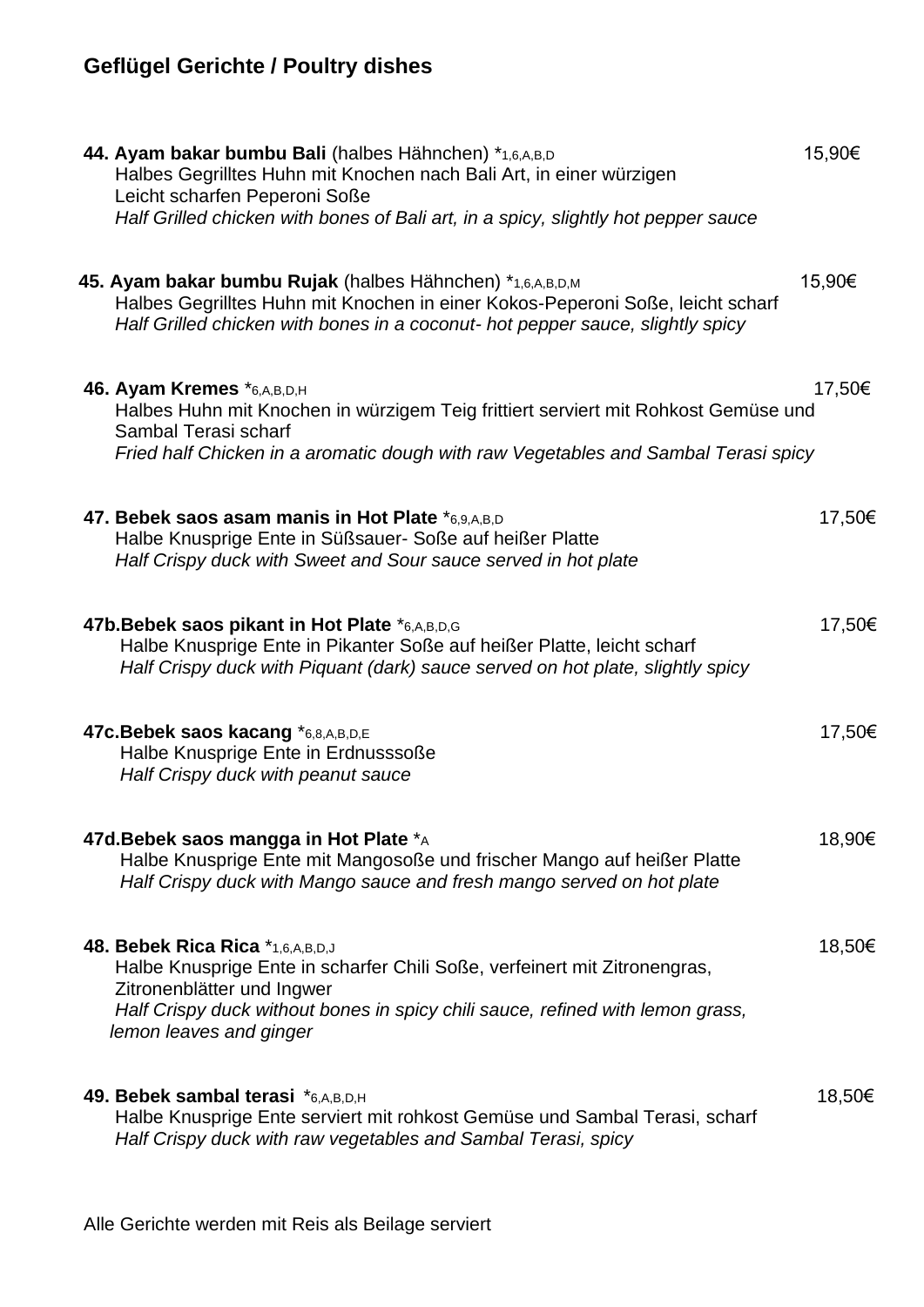## Geflügel Gerichte / Poultry dishes

**44. Ayam bakar bumbu Bali** (halbes Hähnchen) *1,6,A,B,D 15,90€
Halbes Gegrilltes Huhn mit Knochen nach Bali Art, in einer würzigen
Leicht scharfen Peperoni Soße
*Half Grilled chicken with bones of Bali art, in a spicy, slightly hot pepper sauce*

**45. Ayam bakar bumbu Rujak** (halbes Hähnchen) *1,6,A,B,D,M 15,90€
Halbes Gegrilltes Huhn mit Knochen in einer Kokos-Peperoni Soße, leicht scharf
*Half Grilled chicken with bones in a coconut- hot pepper sauce, slightly spicy*

**46. Ayam Kremes** *6,A,B,D,H 17,50€
Halbes Huhn mit Knochen in würzigem Teig frittiert serviert mit Rohkost Gemüse und Sambal Terasi scharf
*Fried half Chicken in a aromatic dough with raw Vegetables and Sambal Terasi spicy*

**47. Bebek saos asam manis in Hot Plate** *6,9,A,B,D 17,50€
Halbe Knusprige Ente in Süßsauer- Soße auf heißer Platte
*Half Crispy duck with Sweet and Sour sauce served in hot plate*

**47b.Bebek saos pikant in Hot Plate** *6,A,B,D,G 17,50€
Halbe Knusprige Ente in Pikanter Soße auf heißer Platte, leicht scharf
*Half Crispy duck with Piquant (dark) sauce served on hot plate, slightly spicy*

**47c.Bebek saos kacang** *6,8,A,B,D,E 17,50€
Halbe Knusprige Ente in Erdnusssoße
*Half Crispy duck with peanut sauce*

**47d.Bebek saos mangga in Hot Plate** *A 18,90€
Halbe Knusprige Ente mit Mangosoße und frischer Mango auf heißer Platte
*Half Crispy duck with Mango sauce and fresh mango served on hot plate*

**48. Bebek Rica Rica** *1,6,A,B,D,J 18,50€
Halbe Knusprige Ente in scharfer Chili Soße, verfeinert mit Zitronengras, Zitronenblätter und Ingwer
*Half Crispy duck without bones in spicy chili sauce, refined with lemon grass, lemon leaves and ginger*

**49. Bebek sambal terasi** *6,A,B,D,H 18,50€
Halbe Knusprige Ente serviert mit rohkost Gemüse und Sambal Terasi, scharf
*Half Crispy duck with raw vegetables and Sambal Terasi, spicy*

Alle Gerichte werden mit Reis als Beilage serviert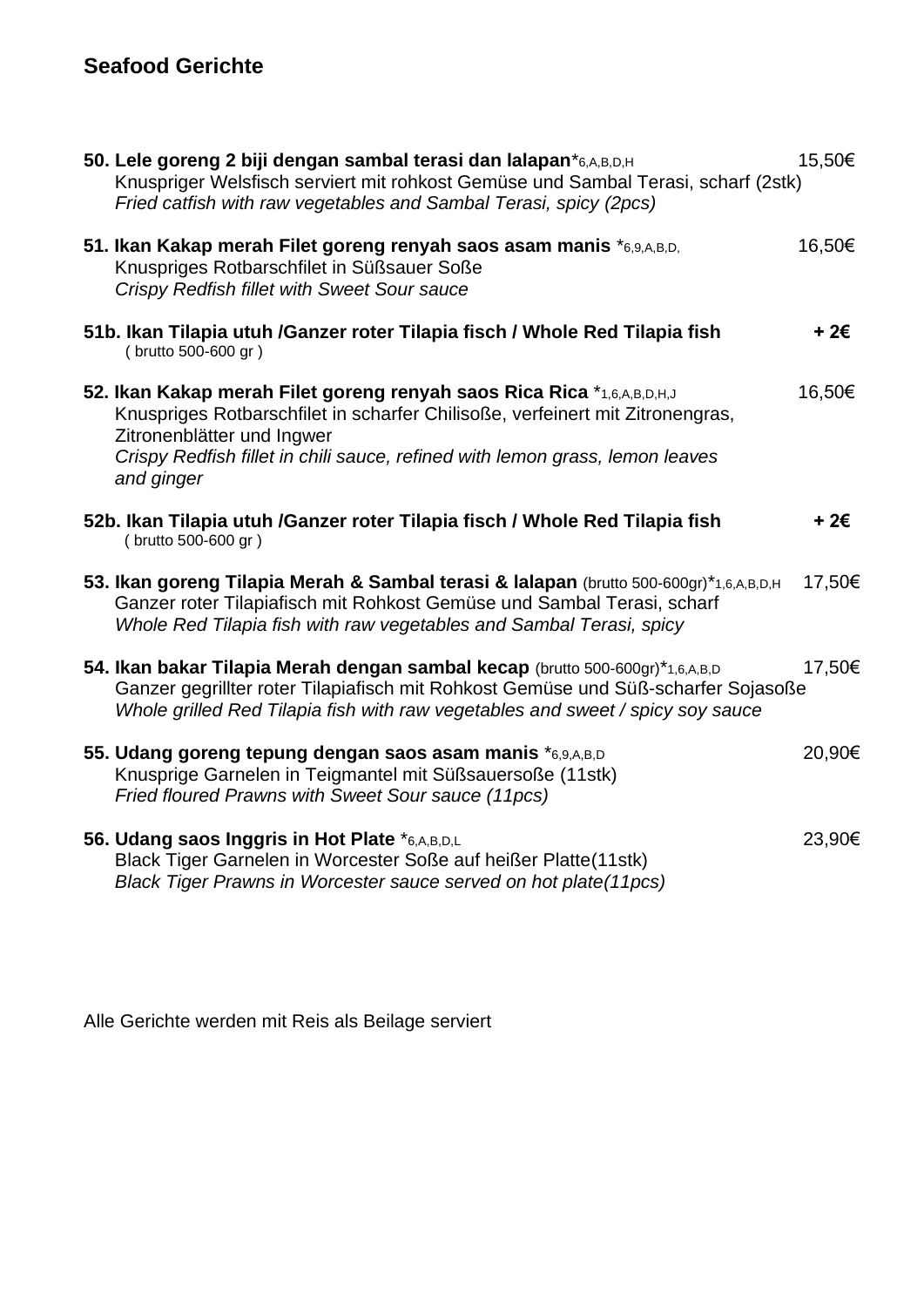## Seafood Gerichte

**50. Lele goreng 2 biji dengan sambal terasi dan lalapan***6,A,B,D,H 15,50€
Knuspriger Welsfisch serviert mit rohkost Gemüse und Sambal Terasi, scharf (2stk)
*Fried catfish with raw vegetables and Sambal Terasi, spicy (2pcs)*

**51. Ikan Kakap merah Filet goreng renyah saos asam manis** *6,9,A,B,D, 16,50€
Knuspriges Rotbarschfilet in Süßsauer Soße
*Crispy Redfish fillet with Sweet Sour sauce*

**51b. Ikan Tilapia utuh /Ganzer roter Tilapia fisch / Whole Red Tilapia fish** **+ 2€**
( brutto 500-600 gr )

**52. Ikan Kakap merah Filet goreng renyah saos Rica Rica** *1,6,A,B,D,H,J 16,50€
Knuspriges Rotbarschfilet in scharfer Chilisoße, verfeinert mit Zitronengras, Zitronenblätter und Ingwer
*Crispy Redfish fillet in chili sauce, refined with lemon grass, lemon leaves and ginger*

**52b. Ikan Tilapia utuh /Ganzer roter Tilapia fisch / Whole Red Tilapia fish** **+ 2€**
( brutto 500-600 gr )

**53. Ikan goreng Tilapia Merah & Sambal terasi & lalapan** (brutto 500-600gr)*1,6,A,B,D,H 17,50€
Ganzer roter Tilapiafisch mit Rohkost Gemüse und Sambal Terasi, scharf
*Whole Red Tilapia fish with raw vegetables and Sambal Terasi, spicy*

**54. Ikan bakar Tilapia Merah dengan sambal kecap** (brutto 500-600gr)*1,6,A,B,D 17,50€
Ganzer gegrillter roter Tilapiafisch mit Rohkost Gemüse und Süß-scharfer Sojasoße
*Whole grilled Red Tilapia fish with raw vegetables and sweet / spicy soy sauce*

**55. Udang goreng tepung dengan saos asam manis** *6,9,A,B,D 20,90€
Knusprige Garnelen in Teigmantel mit Süßsauersoße (11stk)
*Fried floured Prawns with Sweet Sour sauce (11pcs)*

**56. Udang saos Inggris in Hot Plate** *6,A,B,D,L 23,90€
Black Tiger Garnelen in Worcester Soße auf heißer Platte(11stk)
*Black Tiger Prawns in Worcester sauce served on hot plate(11pcs)*

Alle Gerichte werden mit Reis als Beilage serviert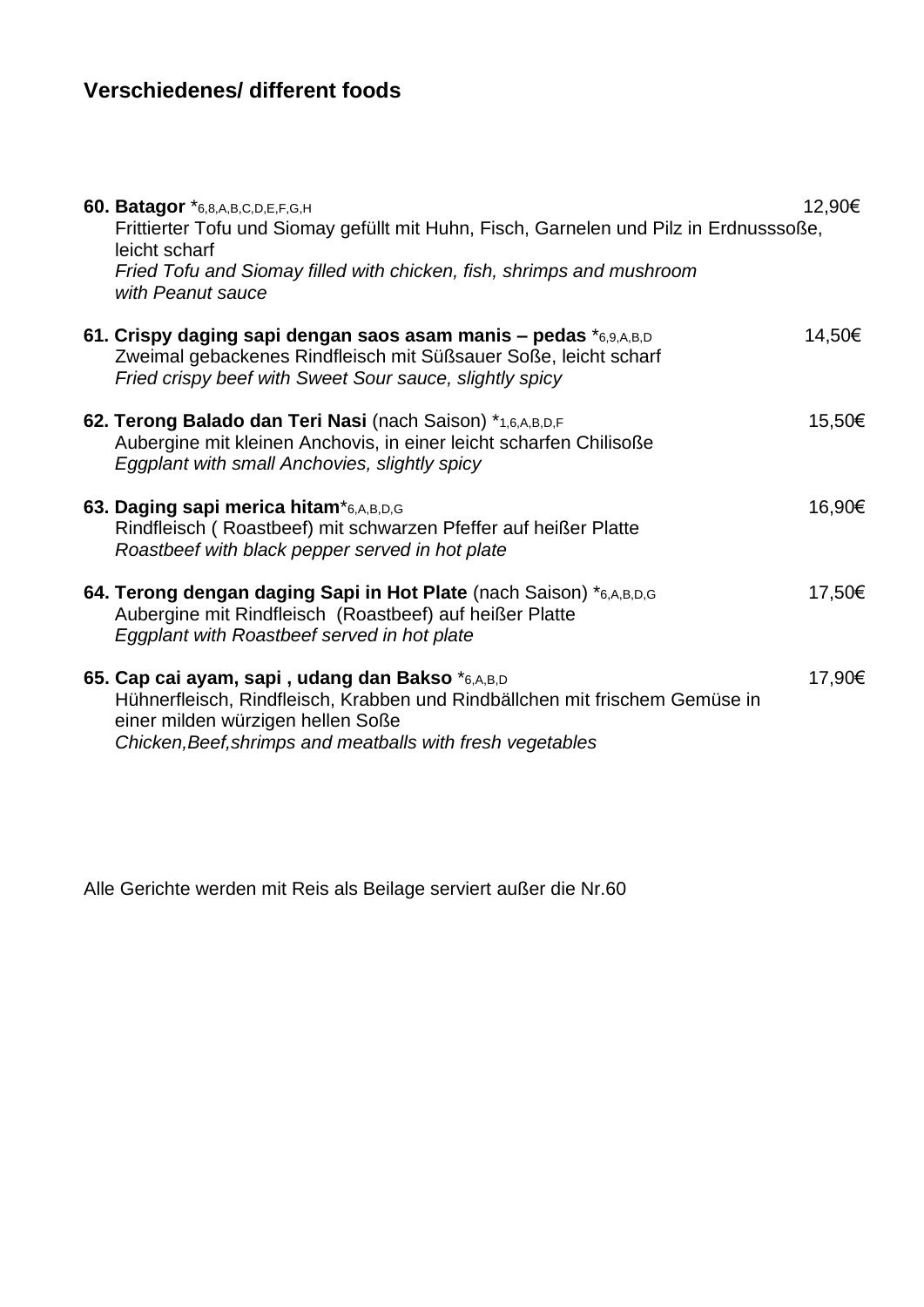# Verschiedenes/ different foods

**60. Batagor** *6,8,A,B,C,D,E,F,G,H 12,90€
Frittierter Tofu und Siomay gefüllt mit Huhn, Fisch, Garnelen und Pilz in Erdnusssoße, leicht scharf
*Fried Tofu and Siomay filled with chicken, fish, shrimps and mushroom with Peanut sauce*

**61. Crispy daging sapi dengan saos asam manis – pedas** *6,9,A,B,D 14,50€
Zweimal gebackenes Rindfleisch mit Süßsauer Soße, leicht scharf
*Fried crispy beef with Sweet Sour sauce, slightly spicy*

**62. Terong Balado dan Teri Nasi** (nach Saison) *1,6,A,B,D,F 15,50€
Aubergine mit kleinen Anchovis, in einer leicht scharfen Chilisoße
*Eggplant with small Anchovies, slightly spicy*

**63. Daging sapi merica hitam***6,A,B,D,G 16,90€
Rindfleisch ( Roastbeef) mit schwarzen Pfeffer auf heißer Platte
*Roastbeef with black pepper served in hot plate*

**64. Terong dengan daging Sapi in Hot Plate** (nach Saison) *6,A,B,D,G 17,50€
Aubergine mit Rindfleisch (Roastbeef) auf heißer Platte
*Eggplant with Roastbeef served in hot plate*

**65. Cap cai ayam, sapi , udang dan Bakso** *6,A,B,D 17,90€
Hühnerfleisch, Rindfleisch, Krabben und Rindbällchen mit frischem Gemüse in einer milden würzigen hellen Soße
*Chicken,Beef,shrimps and meatballs with fresh vegetables*

Alle Gerichte werden mit Reis als Beilage serviert außer die Nr.60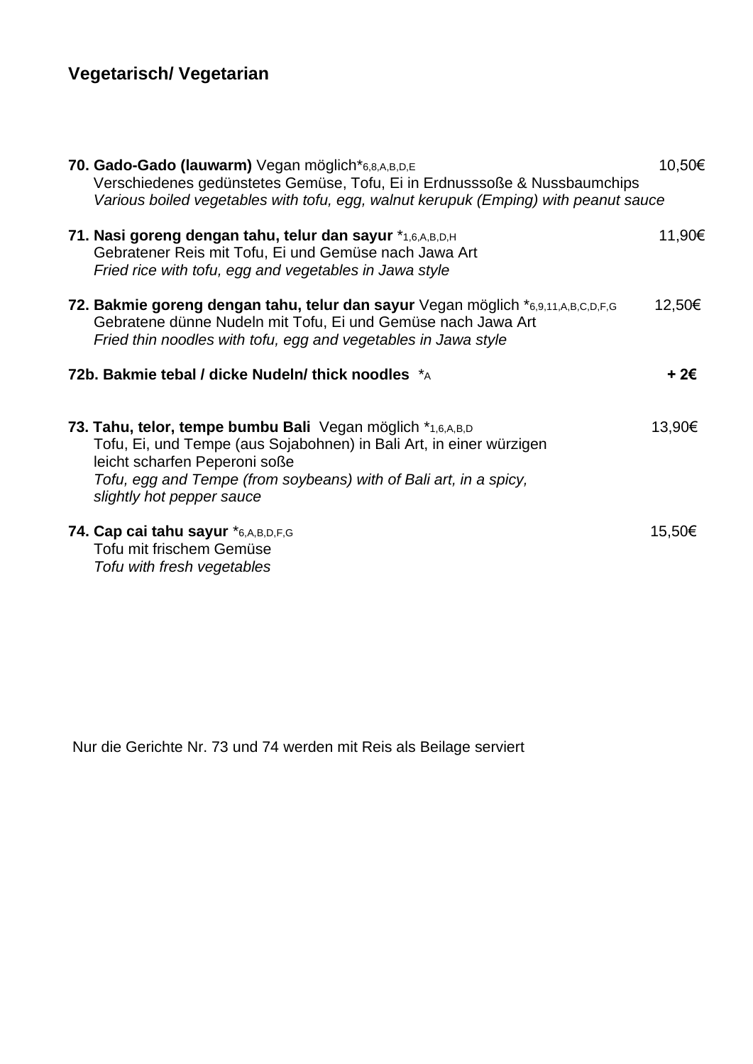## Vegetarisch/ Vegetarian

**70. Gado-Gado (lauwarm)** Vegan möglich*6,8,A,B,D,E 10,50€
Verschiedenes gedünstetes Gemüse, Tofu, Ei in Erdnusssoße & Nussbaumchips
*Various boiled vegetables with tofu, egg, walnut kerupuk (Emping) with peanut sauce*

**71. Nasi goreng dengan tahu, telur dan sayur** *1,6,A,B,D,H 11,90€
Gebratener Reis mit Tofu, Ei und Gemüse nach Jawa Art
*Fried rice with tofu, egg and vegetables in Jawa style*

**72. Bakmie goreng dengan tahu, telur dan sayur** Vegan möglich *6,9,11,A,B,C,D,F,G 12,50€
Gebratene dünne Nudeln mit Tofu, Ei und Gemüse nach Jawa Art
*Fried thin noodles with tofu, egg and vegetables in Jawa style*

**72b. Bakmie tebal / dicke Nudeln/ thick noodles** *A **+ 2€**

**73. Tahu, telor, tempe bumbu Bali** Vegan möglich *1,6,A,B,D 13,90€
Tofu, Ei, und Tempe (aus Sojabohnen) in Bali Art, in einer würzigen leicht scharfen Peperoni soße
*Tofu, egg and Tempe (from soybeans) with of Bali art, in a spicy, slightly hot pepper sauce*

**74. Cap cai tahu sayur** *6,A,B,D,F,G 15,50€
Tofu mit frischem Gemüse
*Tofu with fresh vegetables*

Nur die Gerichte Nr. 73 und 74 werden mit Reis als Beilage serviert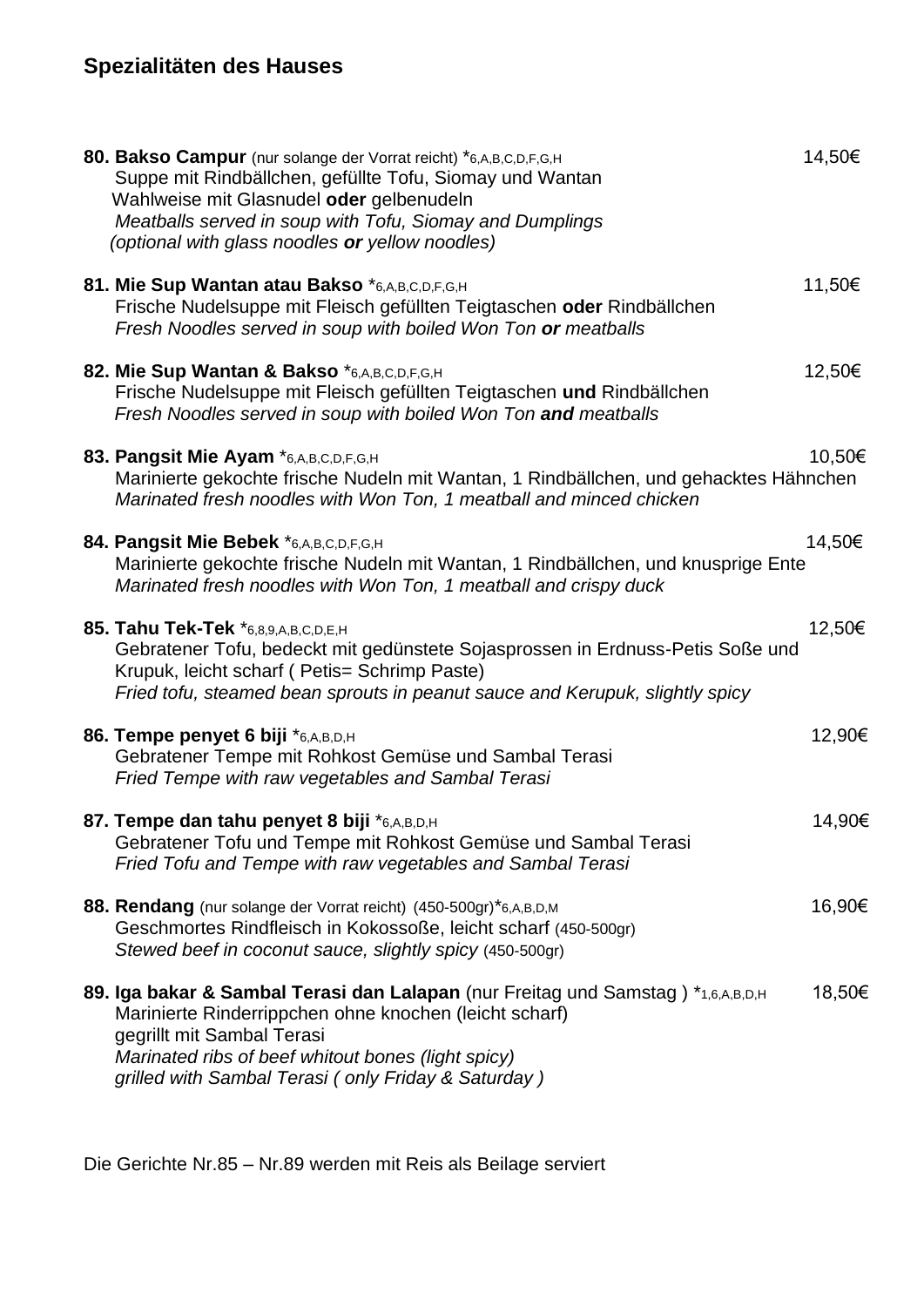## Spezialitäten des Hauses

**80. Bakso Campur** (nur solange der Vorrat reicht) *6,A,B,C,D,F,G,H — 14,50€
Suppe mit Rindbällchen, gefüllte Tofu, Siomay und Wantan
Wahlweise mit Glasnudel **oder** gelbenudeln
*Meatballs served in soup with Tofu, Siomay and Dumplings*
*(optional with glass noodles **or** yellow noodles)*

**81. Mie Sup Wantan atau Bakso** *6,A,B,C,D,F,G,H — 11,50€
Frische Nudelsuppe mit Fleisch gefüllten Teigtaschen **oder** Rindbällchen
*Fresh Noodles served in soup with boiled Won Ton **or** meatballs*

**82. Mie Sup Wantan & Bakso** *6,A,B,C,D,F,G,H — 12,50€
Frische Nudelsuppe mit Fleisch gefüllten Teigtaschen **und** Rindbällchen
*Fresh Noodles served in soup with boiled Won Ton **and** meatballs*

**83. Pangsit Mie Ayam** *6,A,B,C,D,F,G,H — 10,50€
Marinierte gekochte frische Nudeln mit Wantan, 1 Rindbällchen, und gehacktes Hähnchen
*Marinated fresh noodles with Won Ton, 1 meatball and minced chicken*

**84. Pangsit Mie Bebek** *6,A,B,C,D,F,G,H — 14,50€
Marinierte gekochte frische Nudeln mit Wantan, 1 Rindbällchen, und knusprige Ente
*Marinated fresh noodles with Won Ton, 1 meatball and crispy duck*

**85. Tahu Tek-Tek** *6,8,9,A,B,C,D,E,H — 12,50€
Gebratener Tofu, bedeckt mit gedünstete Sojasprossen in Erdnuss-Petis Soße und Krupuk, leicht scharf ( Petis= Schrimp Paste)
*Fried tofu, steamed bean sprouts in peanut sauce and Kerupuk, slightly spicy*

**86. Tempe penyet 6 biji** *6,A,B,D,H — 12,90€
Gebratener Tempe mit Rohkost Gemüse und Sambal Terasi
*Fried Tempe with raw vegetables and Sambal Terasi*

**87. Tempe dan tahu penyet 8 biji** *6,A,B,D,H — 14,90€
Gebratener Tofu und Tempe mit Rohkost Gemüse und Sambal Terasi
*Fried Tofu and Tempe with raw vegetables and Sambal Terasi*

**88. Rendang** (nur solange der Vorrat reicht) (450-500gr)*6,A,B,D,M — 16,90€
Geschmortes Rindfleisch in Kokossoße, leicht scharf (450-500gr)
*Stewed beef in coconut sauce, slightly spicy* (450-500gr)

**89. Iga bakar & Sambal Terasi dan Lalapan** (nur Freitag und Samstag ) *1,6,A,B,D,H — 18,50€
Marinierte Rinderrippchen ohne knochen (leicht scharf)
gegrillt mit Sambal Terasi
*Marinated ribs of beef whitout bones (light spicy)*
*grilled with Sambal Terasi ( only Friday & Saturday )*

Die Gerichte Nr.85 – Nr.89 werden mit Reis als Beilage serviert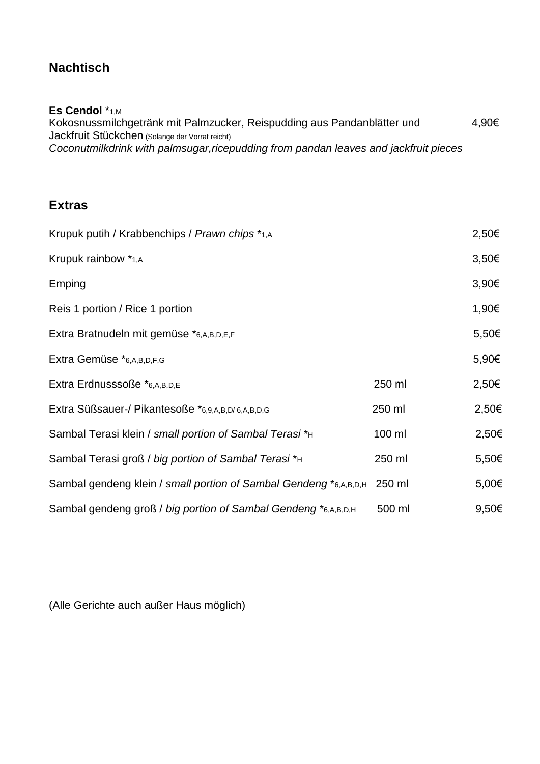## Nachtisch

**Es Cendol** *1,M
Kokosnussmilchgetränk mit Palmzucker, Reispudding aus Pandanblätter und Jackfruit Stückchen (Solange der Vorrat reicht) 4,90€
*Coconutmilkdrink with palmsugar,ricepudding from pandan leaves and jackfruit pieces*

## Extras

| | | |
|---|---|---|
| Krupuk putih / Krabbenchips / *Prawn chips* *1,A | | 2,50€ |
| Krupuk rainbow *1,A | | 3,50€ |
| Emping | | 3,90€ |
| Reis 1 portion / Rice 1 portion | | 1,90€ |
| Extra Bratnudeln mit gemüse *6,A,B,D,E,F | | 5,50€ |
| Extra Gemüse *6,A,B,D,F,G | | 5,90€ |
| Extra Erdnusssoße *6,A,B,D,E | 250 ml | 2,50€ |
| Extra Süßsauer-/ Pikantesoße *6,9,A,B,D/ 6,A,B,D,G | 250 ml | 2,50€ |
| Sambal Terasi klein / *small portion of Sambal Terasi* *H | 100 ml | 2,50€ |
| Sambal Terasi groß / *big portion of Sambal Terasi* *H | 250 ml | 5,50€ |
| Sambal gendeng klein / *small portion of Sambal Gendeng* *6,A,B,D,H | 250 ml | 5,00€ |
| Sambal gendeng groß / *big portion of Sambal Gendeng* *6,A,B,D,H | 500 ml | 9,50€ |

(Alle Gerichte auch außer Haus möglich)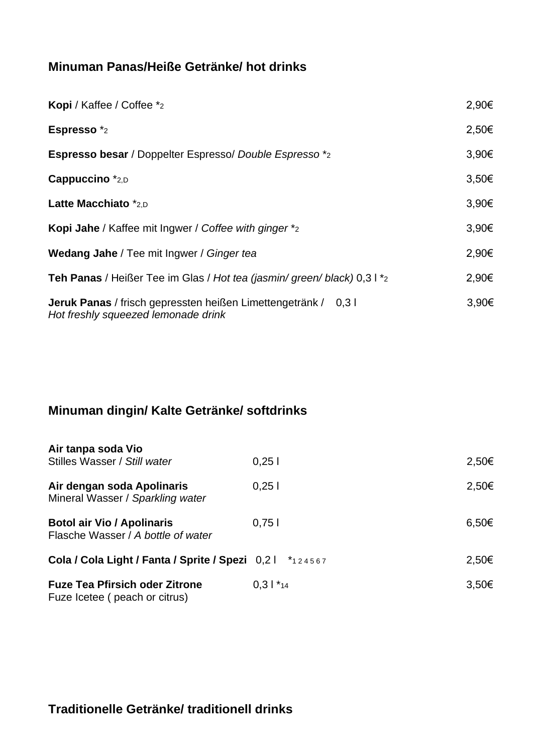## Minuman Panas/Heiße Getränke/ hot drinks

| | |
|---|---|
| **Kopi** / Kaffee / Coffee *2 | 2,90€ |
| **Espresso** *2 | 2,50€ |
| **Espresso besar** / Doppelter Espresso/ *Double Espresso* *2 | 3,90€ |
| **Cappuccino** *2,D | 3,50€ |
| **Latte Macchiato** *2,D | 3,90€ |
| **Kopi Jahe** / Kaffee mit Ingwer / *Coffee with ginger* *2 | 3,90€ |
| **Wedang Jahe** / Tee mit Ingwer / *Ginger tea* | 2,90€ |
| **Teh Panas** / Heißer Tee im Glas / *Hot tea (jasmin/ green/ black)* 0,3 l *2 | 2,90€ |
| **Jeruk Panas** / frisch gepressten heißen Limettengetränk / 0,3 l *Hot freshly squeezed lemonade drink* | 3,90€ |

## Minuman dingin/ Kalte Getränke/ softdrinks

| | | |
|---|---|---|
| **Air tanpa soda Vio** Stilles Wasser / *Still water* | 0,25 l | 2,50€ |
| **Air dengan soda Apolinaris** Mineral Wasser / *Sparkling water* | 0,25 l | 2,50€ |
| **Botol air Vio / Apolinaris** Flasche Wasser / *A bottle of water* | 0,75 l | 6,50€ |
| **Cola / Cola Light / Fanta / Sprite / Spezi** | 0,2 l *1 2 4 5 6 7 | 2,50€ |
| **Fuze Tea Pfirsich oder Zitrone** Fuze Icetee ( peach or citrus) | 0,3 l *14 | 3,50€ |

## Traditionelle Getränke/ traditionell drinks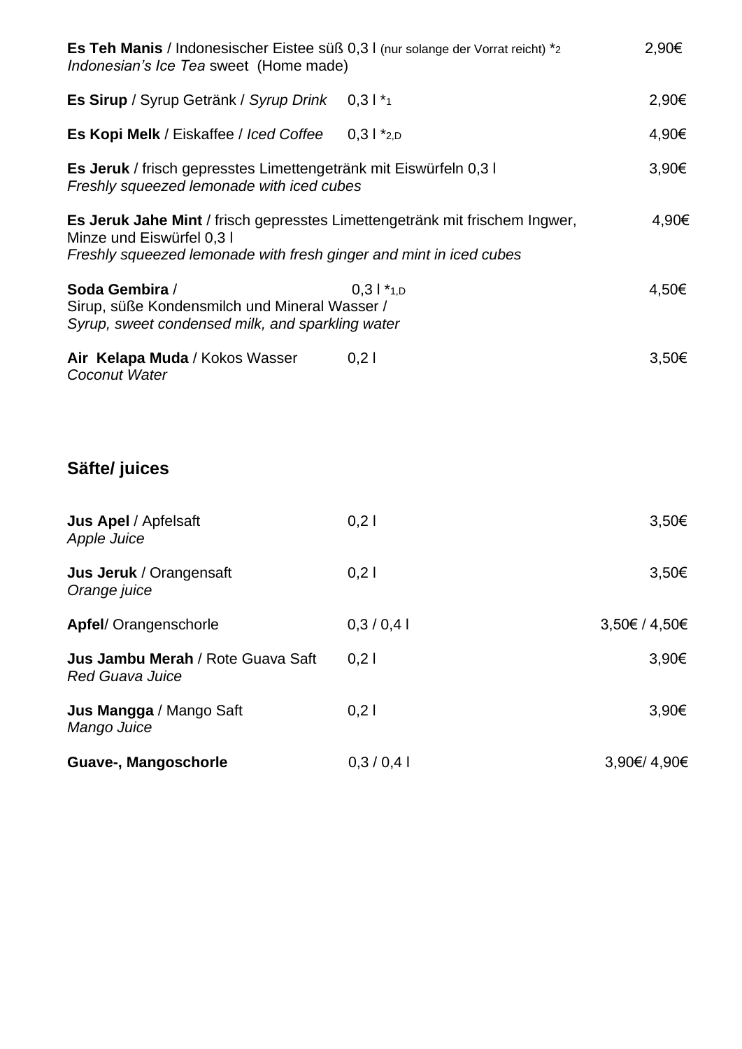**Es Teh Manis** / Indonesischer Eistee süß 0,3 l (nur solange der Vorrat reicht) *2 — 2,90€
*Indonesian's Ice Tea* sweet (Home made)

**Es Sirup** / Syrup Getränk / *Syrup Drink* 0,3 l *1 — 2,90€

**Es Kopi Melk** / Eiskaffee / *Iced Coffee* 0,3 l *2,D — 4,90€

**Es Jeruk** / frisch gepresstes Limettengetränk mit Eiswürfeln 0,3 l — 3,90€
*Freshly squeezed lemonade with iced cubes*

**Es Jeruk Jahe Mint** / frisch gepresstes Limettengetränk mit frischem Ingwer, Minze und Eiswürfel 0,3 l — 4,90€
*Freshly squeezed lemonade with fresh ginger and mint in iced cubes*

**Soda Gembira** / 0,3 l *1,D — 4,50€
Sirup, süße Kondensmilch und Mineral Wasser /
*Syrup, sweet condensed milk, and sparkling water*

**Air Kelapa Muda** / Kokos Wasser 0,2 l — 3,50€
*Coconut Water*

## Säfte/ juices

| | | |
|---|---|---|
| **Jus Apel** / Apfelsaft<br>*Apple Juice* | 0,2 l | 3,50€ |
| **Jus Jeruk** / Orangensaft<br>*Orange juice* | 0,2 l | 3,50€ |
| **Apfel**/ Orangenschorle | 0,3 / 0,4 l | 3,50€ / 4,50€ |
| **Jus Jambu Merah** / Rote Guava Saft<br>*Red Guava Juice* | 0,2 l | 3,90€ |
| **Jus Mangga** / Mango Saft<br>*Mango Juice* | 0,2 l | 3,90€ |
| **Guave-, Mangoschorle** | 0,3 / 0,4 l | 3,90€/ 4,90€ |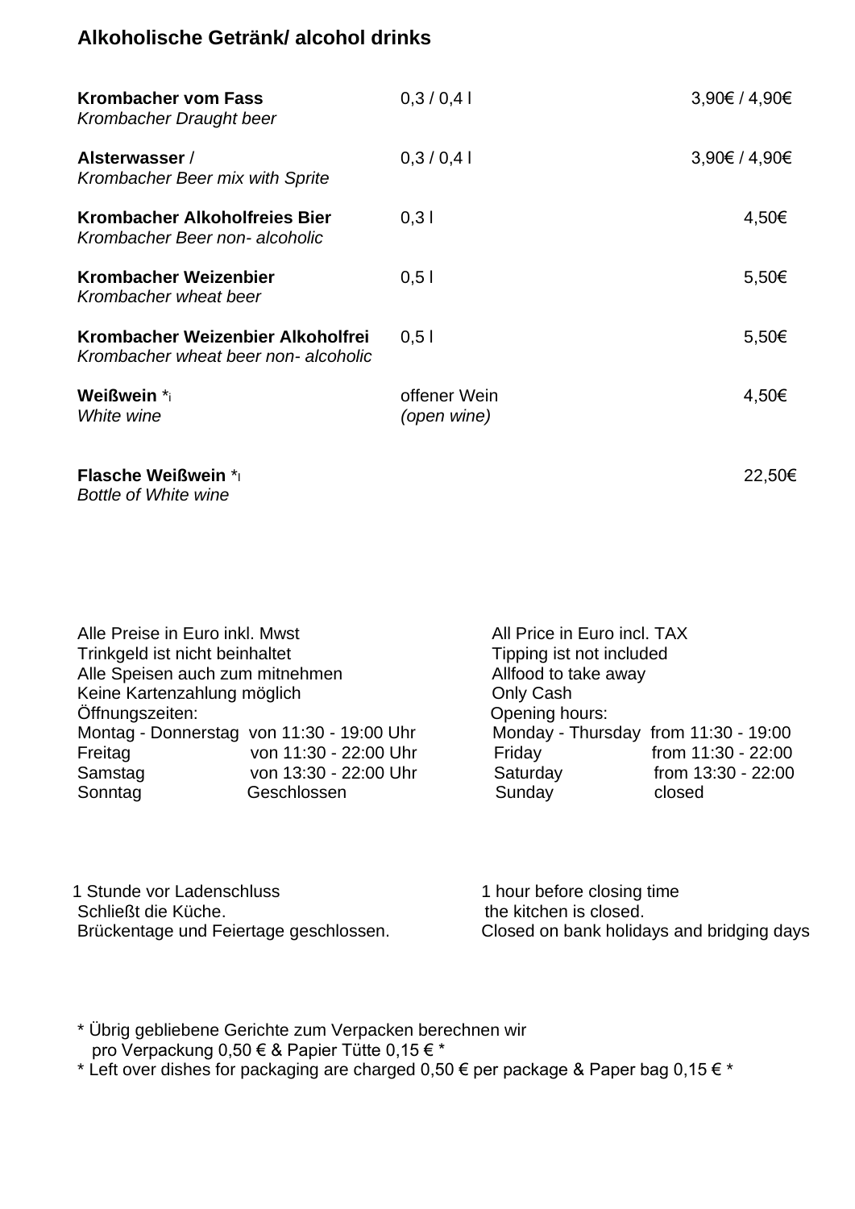## Alkoholische Getränk/ alcohol drinks

| | | |
|---|---|---|
| **Krombacher vom Fass**<br>*Krombacher Draught beer* | 0,3 / 0,4 l | 3,90€ / 4,90€ |
| **Alsterwasser** /<br>*Krombacher Beer mix with Sprite* | 0,3 / 0,4 l | 3,90€ / 4,90€ |
| **Krombacher Alkoholfreies Bier**<br>*Krombacher Beer non- alcoholic* | 0,3 l | 4,50€ |
| **Krombacher Weizenbier**<br>*Krombacher wheat beer* | 0,5 l | 5,50€ |
| **Krombacher Weizenbier Alkoholfrei**<br>*Krombacher wheat beer non- alcoholic* | 0,5 l | 5,50€ |
| **Weißwein** *i<br>*White wine* | offener Wein<br>*(open wine)* | 4,50€ |
| **Flasche Weißwein** *l<br>*Bottle of White wine* | | 22,50€ |

Alle Preise in Euro inkl. Mwst
Trinkgeld ist nicht beinhaltet
Alle Speisen auch zum mitnehmen
Keine Kartenzahlung möglich
Öffnungszeiten:

| | |
|---|---|
| Montag - Donnerstag | von 11:30 - 19:00 Uhr |
| Freitag | von 11:30 - 22:00 Uhr |
| Samstag | von 13:30 - 22:00 Uhr |
| Sonntag | Geschlossen |

All Price in Euro incl. TAX
Tipping ist not included
Allfood to take away
Only Cash
Opening hours:

| | |
|---|---|
| Monday - Thursday | from 11:30 - 19:00 |
| Friday | from 11:30 - 22:00 |
| Saturday | from 13:30 - 22:00 |
| Sunday | closed |

1 Stunde vor Ladenschluss
Schließt die Küche.
Brückentage und Feiertage geschlossen.

1 hour before closing time
the kitchen is closed.
Closed on bank holidays and bridging days

* Übrig gebliebene Gerichte zum Verpacken berechnen wir pro Verpackung 0,50 € & Papier Tütte 0,15 € *
* Left over dishes for packaging are charged 0,50 € per package & Paper bag 0,15 € *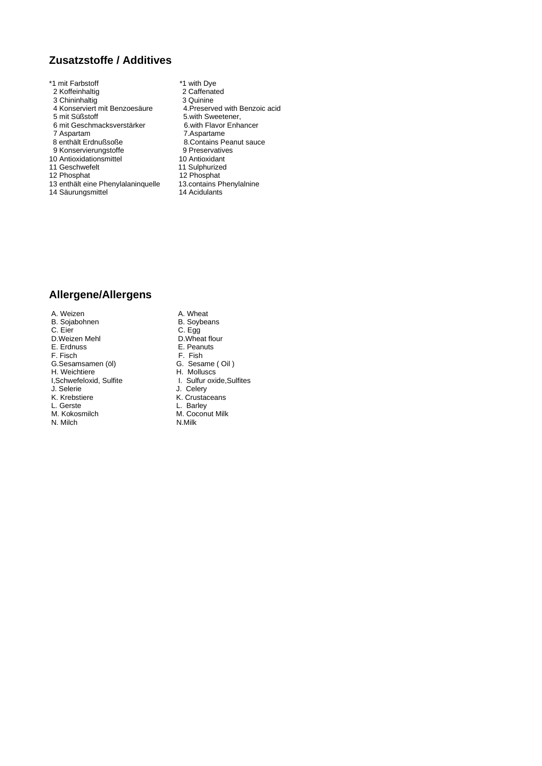## Zusatzstoffe / Additives

| | |
|---|---|
| *1 mit Farbstoff | *1 with Dye |
| 2 Koffeinhaltig | 2 Caffenated |
| 3 Chininhaltig | 3 Quinine |
| 4 Konserviert mit Benzoesäure | 4.Preserved with Benzoic acid |
| 5 mit Süßstoff | 5.with Sweetener, |
| 6 mit Geschmacksverstärker | 6.with Flavor Enhancer |
| 7 Aspartam | 7.Aspartame |
| 8 enthält Erdnußsoße | 8.Contains Peanut sauce |
| 9 Konservierungstoffe | 9 Preservatives |
| 10 Antioxidationsmittel | 10 Antioxidant |
| 11 Geschwefelt | 11 Sulphurized |
| 12 Phosphat | 12 Phosphat |
| 13 enthält eine Phenylalaninquelle | 13.contains Phenylalnine |
| 14 Säurungsmittel | 14 Acidulants |

## Allergene/Allergens

| | |
|---|---|
| A. Weizen | A. Wheat |
| B. Sojabohnen | B. Soybeans |
| C. Eier | C. Egg |
| D.Weizen Mehl | D.Wheat flour |
| E. Erdnuss | E. Peanuts |
| F. Fisch | F. Fish |
| G.Sesamsamen (öl) | G. Sesame ( Oil ) |
| H. Weichtiere | H. Molluscs |
| I,Schwefeloxid, Sulfite | I. Sulfur oxide,Sulfites |
| J. Selerie | J. Celery |
| K. Krebstiere | K. Crustaceans |
| L. Gerste | L. Barley |
| M. Kokosmilch | M. Coconut Milk |
| N. Milch | N.Milk |